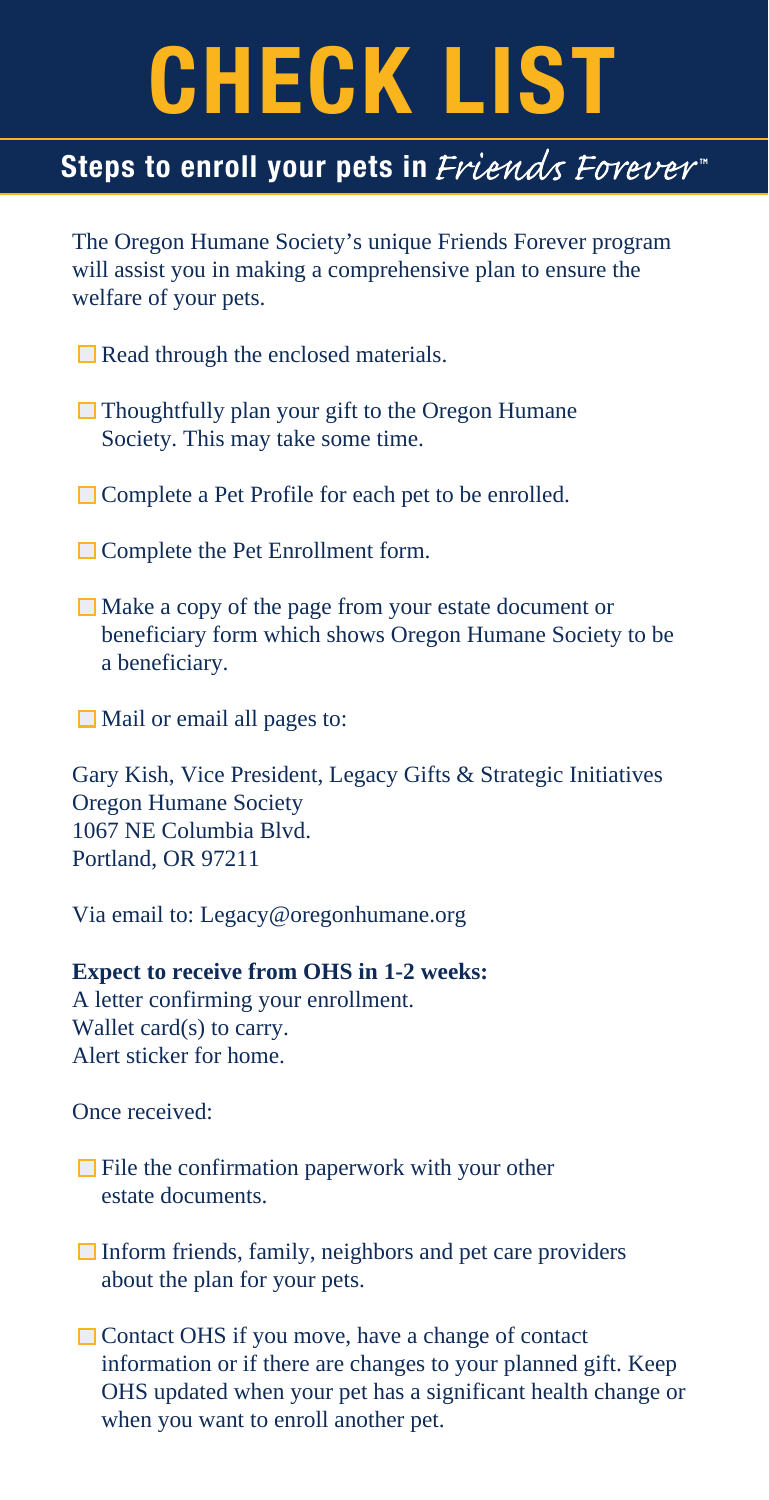# CHECK LIST

## Steps to enroll your pets in *Friends Forever*™

The Oregon Humane Society's unique Friends Forever program will assist you in making a comprehensive plan to ensure the welfare of your pets.

- ☐ Read through the enclosed materials.
- ☐ Thoughtfully plan your gift to the Oregon Humane Society. This may take some time.
- ☐ Complete a Pet Profile for each pet to be enrolled.
- ☐ Complete the Pet Enrollment form.
- ☐ Make a copy of the page from your estate document or beneficiary form which shows Oregon Humane Society to be a beneficiary.
- ☐ Mail or email all pages to:

Gary Kish, Vice President, Legacy Gifts & Strategic Initiatives
Oregon Humane Society
1067 NE Columbia Blvd.
Portland, OR 97211

Via email to: Legacy@oregonhumane.org

**Expect to receive from OHS in 1-2 weeks:**
A letter confirming your enrollment.
Wallet card(s) to carry.
Alert sticker for home.

Once received:

- ☐ File the confirmation paperwork with your other estate documents.
- ☐ Inform friends, family, neighbors and pet care providers about the plan for your pets.
- ☐ Contact OHS if you move, have a change of contact information or if there are changes to your planned gift. Keep OHS updated when your pet has a significant health change or when you want to enroll another pet.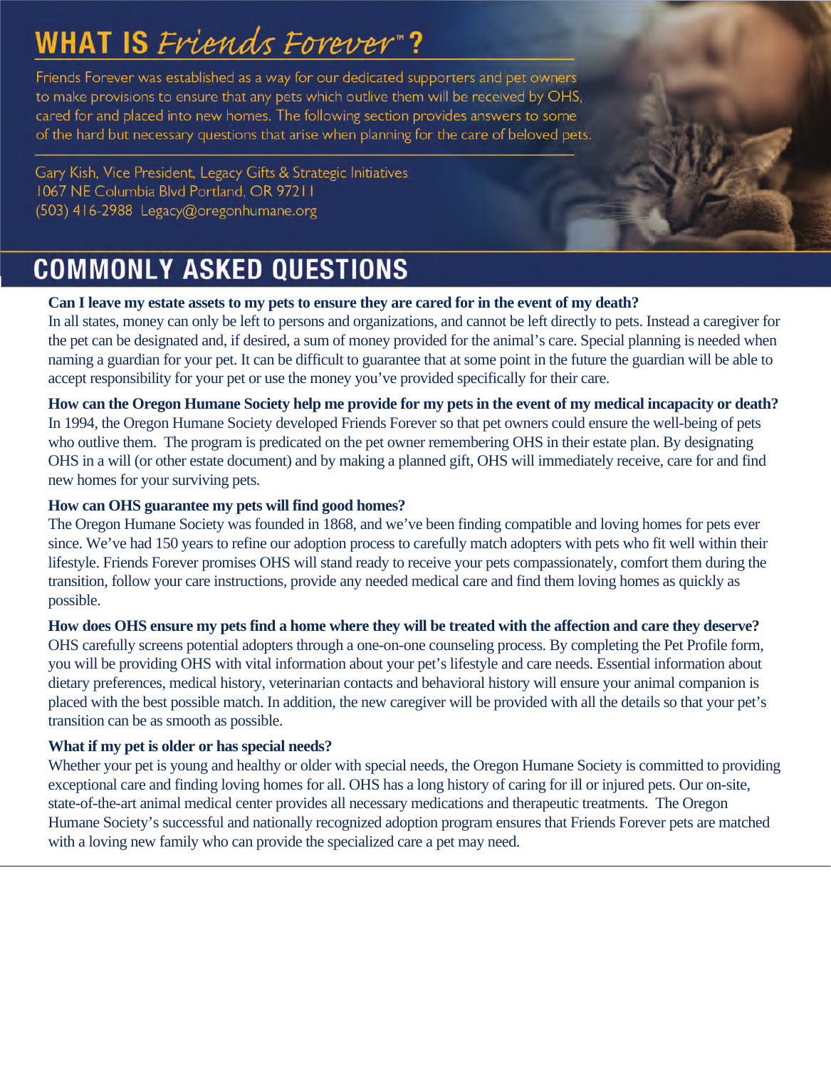# WHAT IS *Friends Forever*™?

Friends Forever was established as a way for our dedicated supporters and pet owners to make provisions to ensure that any pets which outlive them will be received by OHS, cared for and placed into new homes. The following section provides answers to some of the hard but necessary questions that arise when planning for the care of beloved pets.

Gary Kish, Vice President, Legacy Gifts & Strategic Initiatives
1067 NE Columbia Blvd Portland, OR 97211
(503) 416-2988 Legacy@oregonhumane.org

## COMMONLY ASKED QUESTIONS

**Can I leave my estate assets to my pets to ensure they are cared for in the event of my death?**
In all states, money can only be left to persons and organizations, and cannot be left directly to pets. Instead a caregiver for the pet can be designated and, if desired, a sum of money provided for the animal's care. Special planning is needed when naming a guardian for your pet. It can be difficult to guarantee that at some point in the future the guardian will be able to accept responsibility for your pet or use the money you've provided specifically for their care.

**How can the Oregon Humane Society help me provide for my pets in the event of my medical incapacity or death?**
In 1994, the Oregon Humane Society developed Friends Forever so that pet owners could ensure the well-being of pets who outlive them. The program is predicated on the pet owner remembering OHS in their estate plan. By designating OHS in a will (or other estate document) and by making a planned gift, OHS will immediately receive, care for and find new homes for your surviving pets.

**How can OHS guarantee my pets will find good homes?**
The Oregon Humane Society was founded in 1868, and we've been finding compatible and loving homes for pets ever since. We've had 150 years to refine our adoption process to carefully match adopters with pets who fit well within their lifestyle. Friends Forever promises OHS will stand ready to receive your pets compassionately, comfort them during the transition, follow your care instructions, provide any needed medical care and find them loving homes as quickly as possible.

**How does OHS ensure my pets find a home where they will be treated with the affection and care they deserve?**
OHS carefully screens potential adopters through a one-on-one counseling process. By completing the Pet Profile form, you will be providing OHS with vital information about your pet's lifestyle and care needs. Essential information about dietary preferences, medical history, veterinarian contacts and behavioral history will ensure your animal companion is placed with the best possible match. In addition, the new caregiver will be provided with all the details so that your pet's transition can be as smooth as possible.

**What if my pet is older or has special needs?**
Whether your pet is young and healthy or older with special needs, the Oregon Humane Society is committed to providing exceptional care and finding loving homes for all. OHS has a long history of caring for ill or injured pets. Our on-site, state-of-the-art animal medical center provides all necessary medications and therapeutic treatments. The Oregon Humane Society's successful and nationally recognized adoption program ensures that Friends Forever pets are matched with a loving new family who can provide the specialized care a pet may need.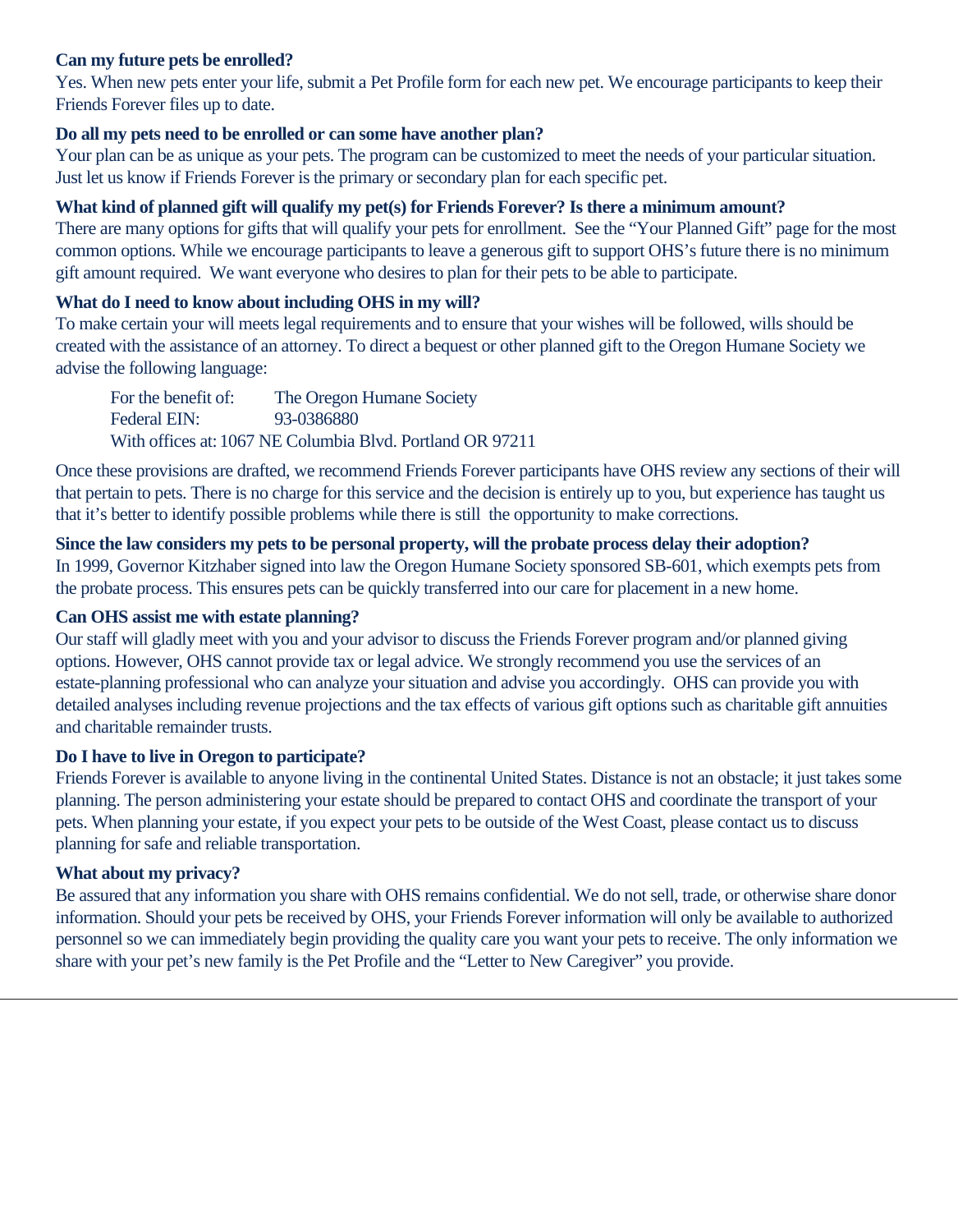**Can my future pets be enrolled?**

Yes. When new pets enter your life, submit a Pet Profile form for each new pet. We encourage participants to keep their Friends Forever files up to date.

**Do all my pets need to be enrolled or can some have another plan?**

Your plan can be as unique as your pets. The program can be customized to meet the needs of your particular situation. Just let us know if Friends Forever is the primary or secondary plan for each specific pet.

**What kind of planned gift will qualify my pet(s) for Friends Forever? Is there a minimum amount?**

There are many options for gifts that will qualify your pets for enrollment. See the "Your Planned Gift" page for the most common options. While we encourage participants to leave a generous gift to support OHS's future there is no minimum gift amount required. We want everyone who desires to plan for their pets to be able to participate.

**What do I need to know about including OHS in my will?**

To make certain your will meets legal requirements and to ensure that your wishes will be followed, wills should be created with the assistance of an attorney. To direct a bequest or other planned gift to the Oregon Humane Society we advise the following language:

> For the benefit of: The Oregon Humane Society
> Federal EIN: 93-0386880
> With offices at: 1067 NE Columbia Blvd. Portland OR 97211

Once these provisions are drafted, we recommend Friends Forever participants have OHS review any sections of their will that pertain to pets. There is no charge for this service and the decision is entirely up to you, but experience has taught us that it's better to identify possible problems while there is still the opportunity to make corrections.

**Since the law considers my pets to be personal property, will the probate process delay their adoption?**

In 1999, Governor Kitzhaber signed into law the Oregon Humane Society sponsored SB-601, which exempts pets from the probate process. This ensures pets can be quickly transferred into our care for placement in a new home.

**Can OHS assist me with estate planning?**

Our staff will gladly meet with you and your advisor to discuss the Friends Forever program and/or planned giving options. However, OHS cannot provide tax or legal advice. We strongly recommend you use the services of an estate-planning professional who can analyze your situation and advise you accordingly. OHS can provide you with detailed analyses including revenue projections and the tax effects of various gift options such as charitable gift annuities and charitable remainder trusts.

**Do I have to live in Oregon to participate?**

Friends Forever is available to anyone living in the continental United States. Distance is not an obstacle; it just takes some planning. The person administering your estate should be prepared to contact OHS and coordinate the transport of your pets. When planning your estate, if you expect your pets to be outside of the West Coast, please contact us to discuss planning for safe and reliable transportation.

**What about my privacy?**

Be assured that any information you share with OHS remains confidential. We do not sell, trade, or otherwise share donor information. Should your pets be received by OHS, your Friends Forever information will only be available to authorized personnel so we can immediately begin providing the quality care you want your pets to receive. The only information we share with your pet's new family is the Pet Profile and the "Letter to New Caregiver" you provide.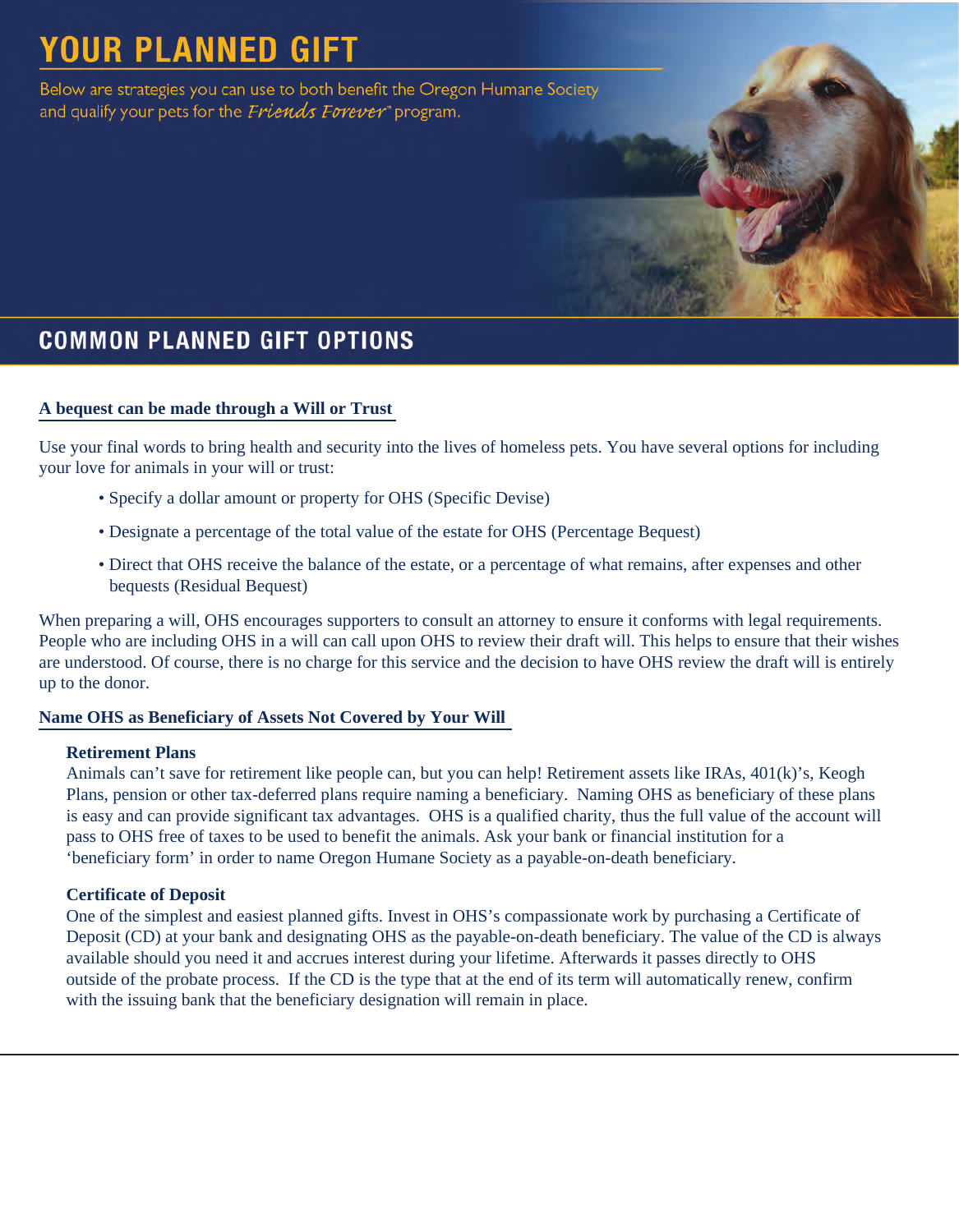# YOUR PLANNED GIFT

Below are strategies you can use to both benefit the Oregon Humane Society and qualify your pets for the *Friends Forever*™ program.

## COMMON PLANNED GIFT OPTIONS

### A bequest can be made through a Will or Trust

Use your final words to bring health and security into the lives of homeless pets. You have several options for including your love for animals in your will or trust:

- Specify a dollar amount or property for OHS (Specific Devise)
- Designate a percentage of the total value of the estate for OHS (Percentage Bequest)
- Direct that OHS receive the balance of the estate, or a percentage of what remains, after expenses and other bequests (Residual Bequest)

When preparing a will, OHS encourages supporters to consult an attorney to ensure it conforms with legal requirements. People who are including OHS in a will can call upon OHS to review their draft will. This helps to ensure that their wishes are understood. Of course, there is no charge for this service and the decision to have OHS review the draft will is entirely up to the donor.

### Name OHS as Beneficiary of Assets Not Covered by Your Will

**Retirement Plans**

Animals can't save for retirement like people can, but you can help! Retirement assets like IRAs, 401(k)'s, Keogh Plans, pension or other tax-deferred plans require naming a beneficiary. Naming OHS as beneficiary of these plans is easy and can provide significant tax advantages. OHS is a qualified charity, thus the full value of the account will pass to OHS free of taxes to be used to benefit the animals. Ask your bank or financial institution for a 'beneficiary form' in order to name Oregon Humane Society as a payable-on-death beneficiary.

**Certificate of Deposit**

One of the simplest and easiest planned gifts. Invest in OHS's compassionate work by purchasing a Certificate of Deposit (CD) at your bank and designating OHS as the payable-on-death beneficiary. The value of the CD is always available should you need it and accrues interest during your lifetime. Afterwards it passes directly to OHS outside of the probate process. If the CD is the type that at the end of its term will automatically renew, confirm with the issuing bank that the beneficiary designation will remain in place.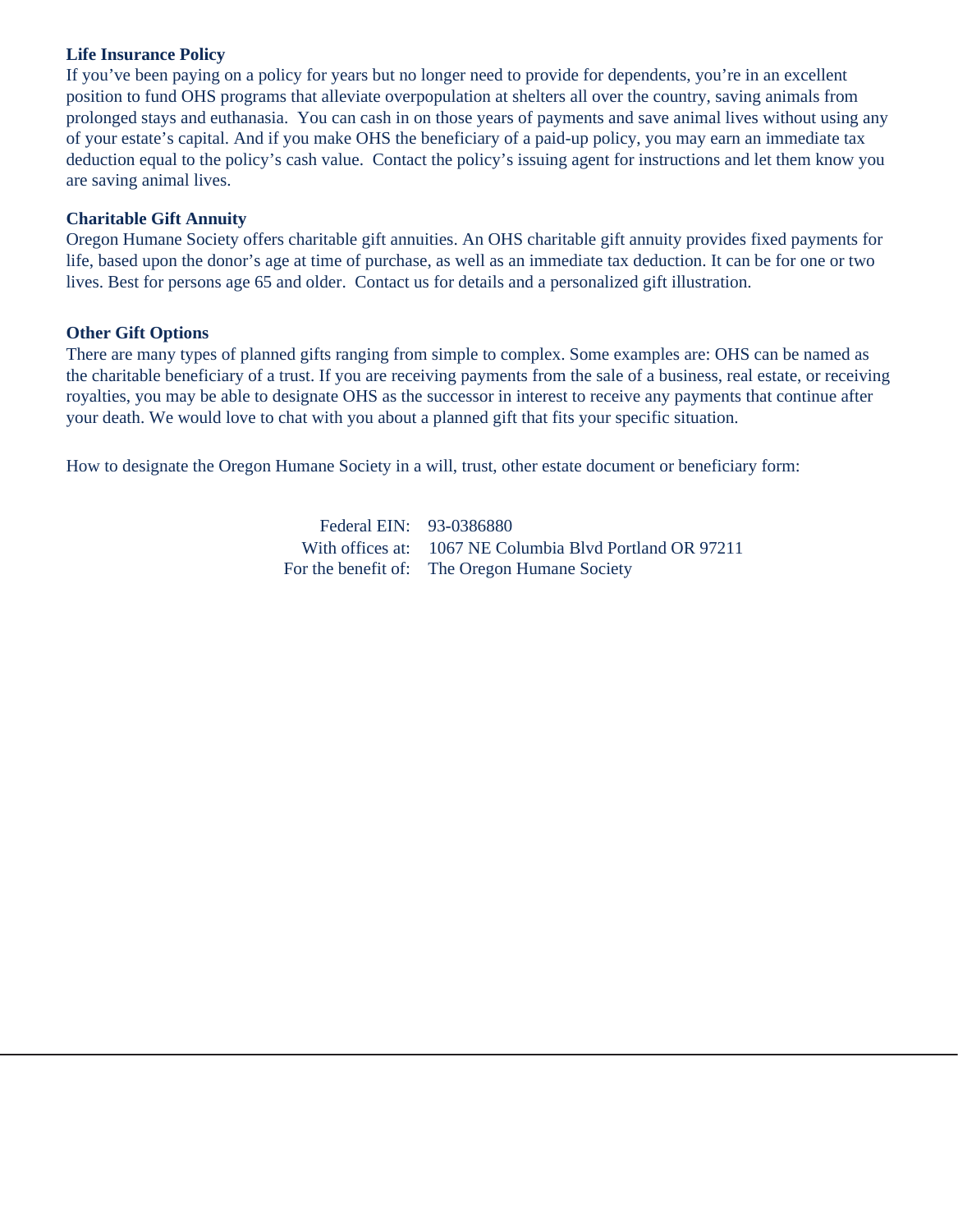**Life Insurance Policy**

If you've been paying on a policy for years but no longer need to provide for dependents, you're in an excellent position to fund OHS programs that alleviate overpopulation at shelters all over the country, saving animals from prolonged stays and euthanasia. You can cash in on those years of payments and save animal lives without using any of your estate's capital. And if you make OHS the beneficiary of a paid-up policy, you may earn an immediate tax deduction equal to the policy's cash value. Contact the policy's issuing agent for instructions and let them know you are saving animal lives.

**Charitable Gift Annuity**

Oregon Humane Society offers charitable gift annuities. An OHS charitable gift annuity provides fixed payments for life, based upon the donor's age at time of purchase, as well as an immediate tax deduction. It can be for one or two lives. Best for persons age 65 and older. Contact us for details and a personalized gift illustration.

**Other Gift Options**

There are many types of planned gifts ranging from simple to complex. Some examples are: OHS can be named as the charitable beneficiary of a trust. If you are receiving payments from the sale of a business, real estate, or receiving royalties, you may be able to designate OHS as the successor in interest to receive any payments that continue after your death. We would love to chat with you about a planned gift that fits your specific situation.

How to designate the Oregon Humane Society in a will, trust, other estate document or beneficiary form:

| | |
|---|---|
| Federal EIN: | 93-0386880 |
| With offices at: | 1067 NE Columbia Blvd Portland OR 97211 |
| For the benefit of: | The Oregon Humane Society |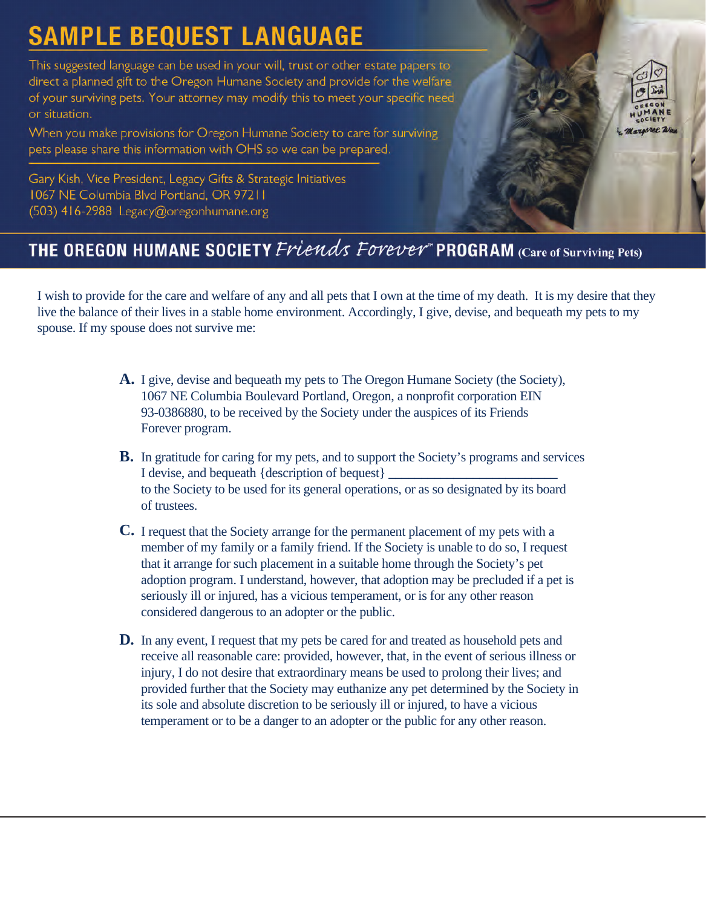# SAMPLE BEQUEST LANGUAGE

This suggested language can be used in your will, trust or other estate papers to direct a planned gift to the Oregon Humane Society and provide for the welfare of your surviving pets. Your attorney may modify this to meet your specific need or situation.

When you make provisions for Oregon Humane Society to care for surviving pets please share this information with OHS so we can be prepared.

Gary Kish, Vice President, Legacy Gifts & Strategic Initiatives
1067 NE Columbia Blvd Portland, OR 97211
(503) 416-2988 Legacy@oregonhumane.org

## THE OREGON HUMANE SOCIETY *Friends Forever*™ PROGRAM (Care of Surviving Pets)

I wish to provide for the care and welfare of any and all pets that I own at the time of my death. It is my desire that they live the balance of their lives in a stable home environment. Accordingly, I give, devise, and bequeath my pets to my spouse. If my spouse does not survive me:

**A.** I give, devise and bequeath my pets to The Oregon Humane Society (the Society), 1067 NE Columbia Boulevard Portland, Oregon, a nonprofit corporation EIN 93-0386880, to be received by the Society under the auspices of its Friends Forever program.

**B.** In gratitude for caring for my pets, and to support the Society's programs and services I devise, and bequeath {description of bequest} ________________________ to the Society to be used for its general operations, or as so designated by its board of trustees.

**C.** I request that the Society arrange for the permanent placement of my pets with a member of my family or a family friend. If the Society is unable to do so, I request that it arrange for such placement in a suitable home through the Society's pet adoption program. I understand, however, that adoption may be precluded if a pet is seriously ill or injured, has a vicious temperament, or is for any other reason considered dangerous to an adopter or the public.

**D.** In any event, I request that my pets be cared for and treated as household pets and receive all reasonable care: provided, however, that, in the event of serious illness or injury, I do not desire that extraordinary means be used to prolong their lives; and provided further that the Society may euthanize any pet determined by the Society in its sole and absolute discretion to be seriously ill or injured, to have a vicious temperament or to be a danger to an adopter or the public for any other reason.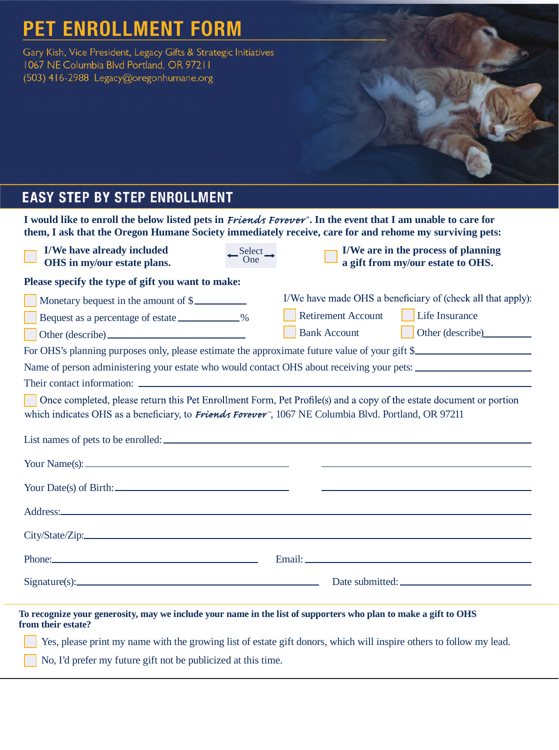# PET ENROLLMENT FORM

Gary Kish, Vice President, Legacy Gifts & Strategic Initiatives
1067 NE Columbia Blvd Portland, OR 97211
(503) 416-2988 Legacy@oregonhumane.org

## EASY STEP BY STEP ENROLLMENT

**I would like to enroll the below listed pets in *Friends Forever*™. In the event that I am unable to care for them, I ask that the Oregon Humane Society immediately receive, care for and rehome my surviving pets:**

☐ **I/We have already included OHS in my/our estate plans.** ← Select One → ☐ **I/We are in the process of planning a gift from my/our estate to OHS.**

**Please specify the type of gift you want to make:**

☐ Monetary bequest in the amount of $__________

☐ Bequest as a percentage of estate __________%

☐ Other (describe) __________

I/We have made OHS a beneficiary of (check all that apply):

☐ Retirement Account ☐ Life Insurance

☐ Bank Account ☐ Other (describe) __________

For OHS's planning purposes only, please estimate the approximate future value of your gift $__________

Name of person administering your estate who would contact OHS about receiving your pets: __________

Their contact information: __________

☐ Once completed, please return this Pet Enrollment Form, Pet Profile(s) and a copy of the estate document or portion which indicates OHS as a beneficiary, to *Friends Forever*™, 1067 NE Columbia Blvd. Portland, OR 97211

List names of pets to be enrolled: __________

Your Name(s): __________ __________

Your Date(s) of Birth: __________ __________

Address: __________

City/State/Zip: __________

Phone: __________ Email: __________

Signature(s): __________ Date submitted: __________

---

**To recognize your generosity, may we include your name in the list of supporters who plan to make a gift to OHS from their estate?**

☐ Yes, please print my name with the growing list of estate gift donors, which will inspire others to follow my lead.

☐ No, I'd prefer my future gift not be publicized at this time.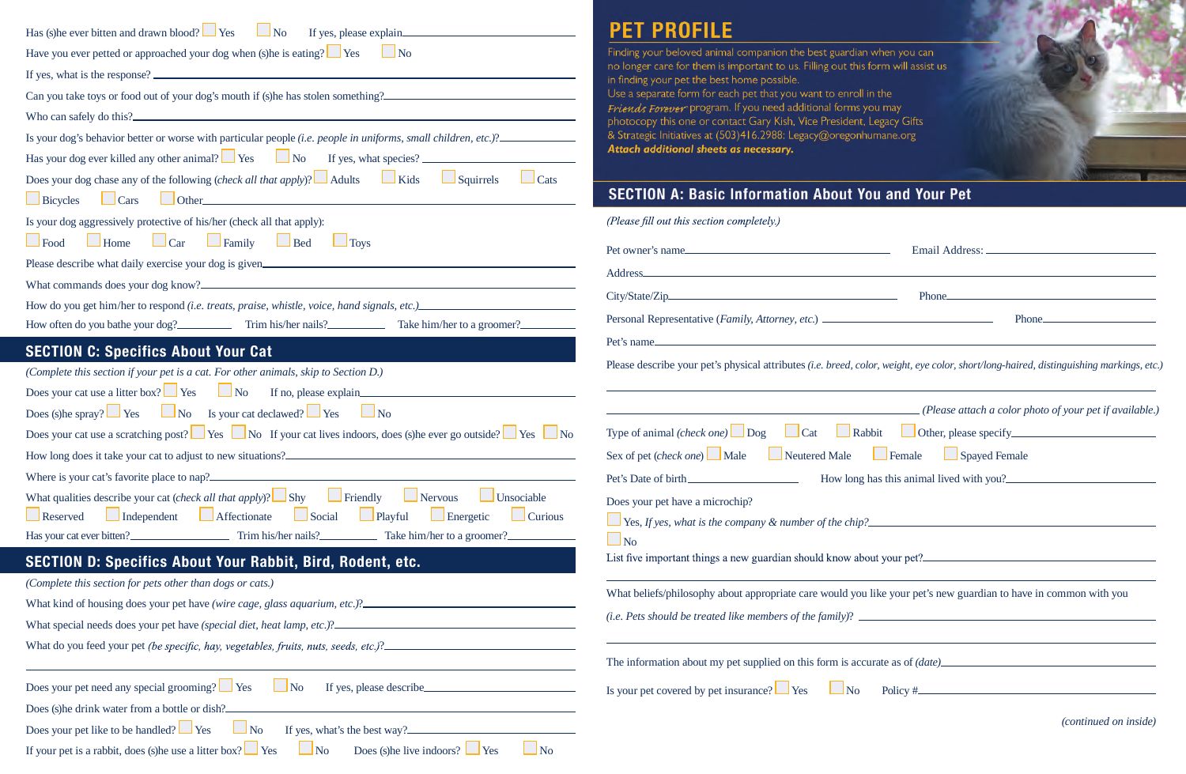Has (s)he ever bitten and drawn blood? ☐ Yes ☐ No If yes, please explain\_\_\_\_\_\_\_\_\_\_\_\_

Have you ever petted or approached your dog when (s)he is eating? ☐ Yes ☐ No

If yes, what is the response? \_\_\_\_\_\_\_\_\_\_\_\_

Can you take toys or food out of your dog's mouth if (s)he has stolen something?\_\_\_\_\_\_\_\_\_\_\_\_

Who can safely do this?\_\_\_\_\_\_\_\_\_\_\_\_

Is your dog's behavior better or worse with particular people *(i.e. people in uniforms, small children, etc.)*?\_\_\_\_\_\_\_\_\_\_\_\_

Has your dog ever killed any other animal? ☐ Yes ☐ No If yes, what species? \_\_\_\_\_\_\_\_\_\_\_\_

Does your dog chase any of the following (*check all that apply*)? ☐ Adults ☐ Kids ☐ Squirrels ☐ Cats ☐ Bicycles ☐ Cars ☐ Other\_\_\_\_\_\_\_\_\_\_\_\_

Is your dog aggressively protective of his/her (check all that apply):

☐ Food ☐ Home ☐ Car ☐ Family ☐ Bed ☐ Toys

Please describe what daily exercise your dog is given\_\_\_\_\_\_\_\_\_\_\_\_

What commands does your dog know?\_\_\_\_\_\_\_\_\_\_\_\_

How do you get him/her to respond *(i.e. treats, praise, whistle, voice, hand signals, etc.)*\_\_\_\_\_\_\_\_\_\_\_\_

How often do you bathe your dog?\_\_\_\_\_\_ Trim his/her nails?\_\_\_\_\_\_ Take him/her to a groomer?\_\_\_\_\_\_

## SECTION C: Specifics About Your Cat

*(Complete this section if your pet is a cat. For other animals, skip to Section D.)*

Does your cat use a litter box? ☐ Yes ☐ No If no, please explain\_\_\_\_\_\_\_\_\_\_\_\_

Does (s)he spray? ☐ Yes ☐ No Is your cat declawed? ☐ Yes ☐ No

Does your cat use a scratching post? ☐ Yes ☐ No If your cat lives indoors, does (s)he ever go outside? ☐ Yes ☐ No

How long does it take your cat to adjust to new situations?\_\_\_\_\_\_\_\_\_\_\_\_

Where is your cat's favorite place to nap?\_\_\_\_\_\_\_\_\_\_\_\_

What qualities describe your cat (*check all that apply*)? ☐ Shy ☐ Friendly ☐ Nervous ☐ Unsociable ☐ Reserved ☐ Independent ☐ Affectionate ☐ Social ☐ Playful ☐ Energetic ☐ Curious

Has your cat ever bitten?\_\_\_\_\_\_ Trim his/her nails?\_\_\_\_\_\_ Take him/her to a groomer?\_\_\_\_\_\_

## SECTION D: Specifics About Your Rabbit, Bird, Rodent, etc.

*(Complete this section for pets other than dogs or cats.)*

What kind of housing does your pet have *(wire cage, glass aquarium, etc.)*?\_\_\_\_\_\_\_\_\_\_\_\_

What special needs does your pet have *(special diet, heat lamp, etc.)*?\_\_\_\_\_\_\_\_\_\_\_\_

What do you feed your pet *(be specific, hay, vegetables, fruits, nuts, seeds, etc.)*?\_\_\_\_\_\_\_\_\_\_\_\_

Does your pet need any special grooming? ☐ Yes ☐ No If yes, please describe\_\_\_\_\_\_\_\_\_\_\_\_

Does (s)he drink water from a bottle or dish?\_\_\_\_\_\_\_\_\_\_\_\_

Does your pet like to be handled? ☐ Yes ☐ No If yes, what's the best way?\_\_\_\_\_\_\_\_\_\_\_\_

If your pet is a rabbit, does (s)he use a litter box? ☐ Yes ☐ No Does (s)he live indoors? ☐ Yes ☐ No

# PET PROFILE

Finding your beloved animal companion the best guardian when you can no longer care for them is important to us. Filling out this form will assist us in finding your pet the best home possible.

Use a separate form for each pet that you want to enroll in the *Friends Forever* program. If you need additional forms you may photocopy this one or contact Gary Kish, Vice President, Legacy Gifts & Strategic Initiatives at (503)416.2988: Legacy@oregonhumane.org

***Attach additional sheets as necessary.***

## SECTION A: Basic Information About You and Your Pet

*(Please fill out this section completely.)*

Pet owner's name\_\_\_\_\_\_\_\_\_\_\_\_ Email Address: \_\_\_\_\_\_\_\_\_\_\_\_

Address\_\_\_\_\_\_\_\_\_\_\_\_

City/State/Zip\_\_\_\_\_\_\_\_\_\_\_\_ Phone\_\_\_\_\_\_\_\_\_\_\_\_

Personal Representative (*Family, Attorney, etc.*) \_\_\_\_\_\_\_\_\_\_\_\_ Phone\_\_\_\_\_\_\_\_\_\_\_\_

Pet's name\_\_\_\_\_\_\_\_\_\_\_\_

Please describe your pet's physical attributes *(i.e. breed, color, weight, eye color, short/long-haired, distinguishing markings, etc.)*

\_\_\_\_\_\_\_\_\_\_\_\_

\_\_\_\_\_\_\_\_\_\_\_\_ *(Please attach a color photo of your pet if available.)*

Type of animal (*check one*) ☐ Dog ☐ Cat ☐ Rabbit ☐ Other, please specify\_\_\_\_\_\_\_\_\_\_\_\_

Sex of pet (*check one*) ☐ Male ☐ Neutered Male ☐ Female ☐ Spayed Female

Pet's Date of birth\_\_\_\_\_\_\_\_\_\_\_\_ How long has this animal lived with you?\_\_\_\_\_\_\_\_\_\_\_\_

Does your pet have a microchip?

☐ Yes, *If yes, what is the company & number of the chip?*\_\_\_\_\_\_\_\_\_\_\_\_

☐ No

List five important things a new guardian should know about your pet?\_\_\_\_\_\_\_\_\_\_\_\_

\_\_\_\_\_\_\_\_\_\_\_\_

What beliefs/philosophy about appropriate care would you like your pet's new guardian to have in common with you

*(i.e. Pets should be treated like members of the family)?* \_\_\_\_\_\_\_\_\_\_\_\_

\_\_\_\_\_\_\_\_\_\_\_\_

The information about my pet supplied on this form is accurate as of *(date)*\_\_\_\_\_\_\_\_\_\_\_\_

Is your pet covered by pet insurance? ☐ Yes ☐ No Policy #\_\_\_\_\_\_\_\_\_\_\_\_

*(continued on inside)*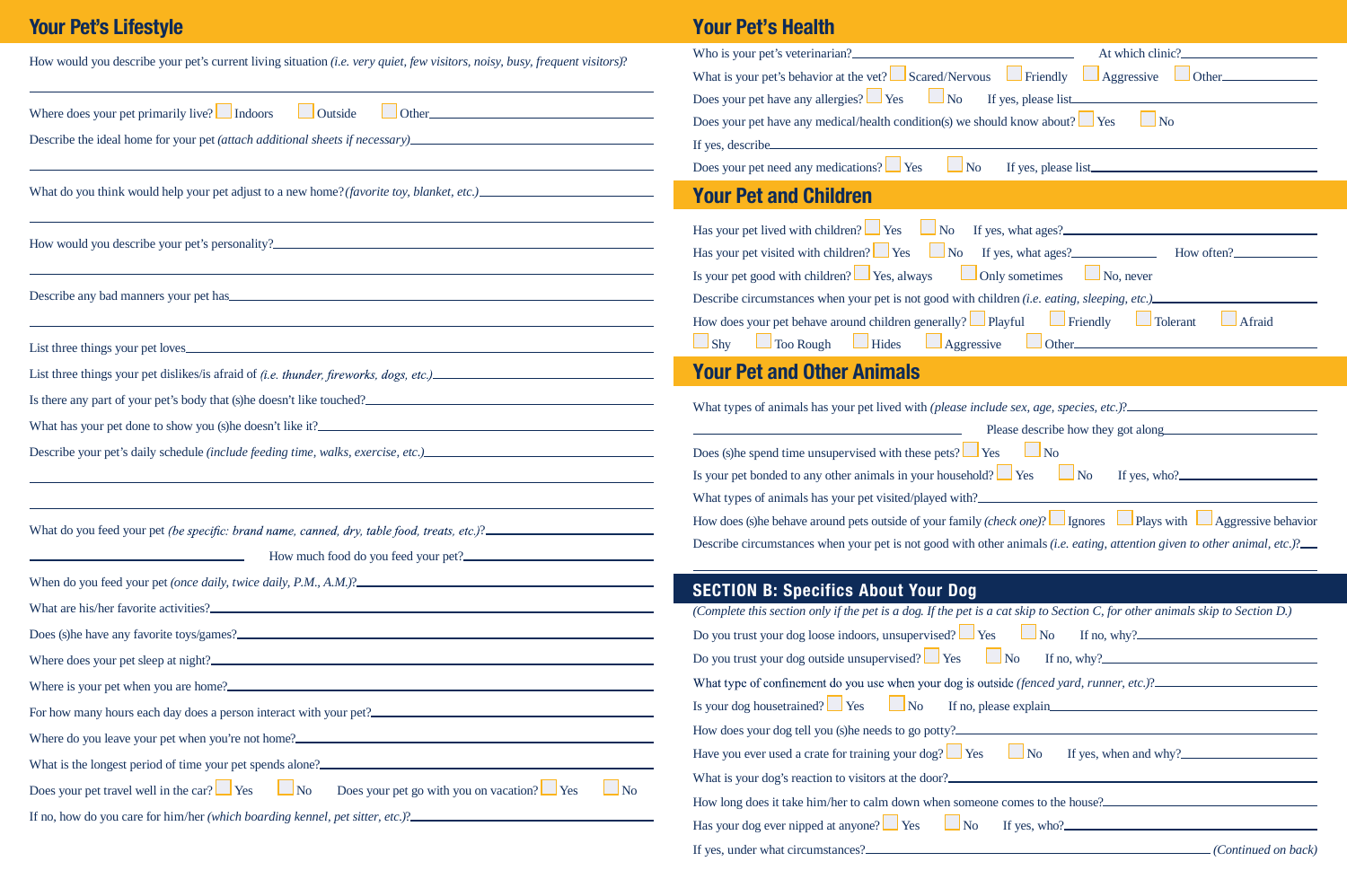## Your Pet's Lifestyle

How would you describe your pet's current living situation *(i.e. very quiet, few visitors, noisy, busy, frequent visitors)*?

______________________________

Where does your pet primarily live? ☐ Indoors ☐ Outside ☐ Other______________________________

Describe the ideal home for your pet *(attach additional sheets if necessary)*______________________________

______________________________

What do you think would help your pet adjust to a new home? *(favorite toy, blanket, etc.)*______________________________

______________________________

How would you describe your pet's personality?______________________________

______________________________

Describe any bad manners your pet has______________________________

______________________________

List three things your pet loves______________________________

List three things your pet dislikes/is afraid of *(i.e. thunder, fireworks, dogs, etc.)*______________________________

Is there any part of your pet's body that (s)he doesn't like touched?______________________________

What has your pet done to show you (s)he doesn't like it?______________________________

Describe your pet's daily schedule *(include feeding time, walks, exercise, etc.)*______________________________

______________________________

______________________________

What do you feed your pet *(be specific: brand name, canned, dry, table food, treats, etc.)*?______________________________

______________________________ How much food do you feed your pet?______________________________

When do you feed your pet *(once daily, twice daily, P.M., A.M.)*?______________________________

What are his/her favorite activities?______________________________

Does (s)he have any favorite toys/games?______________________________

Where does your pet sleep at night?______________________________

Where is your pet when you are home?______________________________

For how many hours each day does a person interact with your pet?______________________________

Where do you leave your pet when you're not home?______________________________

What is the longest period of time your pet spends alone?______________________________

Does your pet travel well in the car? ☐ Yes ☐ No Does your pet go with you on vacation? ☐ Yes ☐ No

If no, how do you care for him/her *(which boarding kennel, pet sitter, etc.)*?______________________________

## Your Pet's Health

Who is your pet's veterinarian?______________________________ At which clinic?______________________________

What is your pet's behavior at the vet? ☐ Scared/Nervous ☐ Friendly ☐ Aggressive ☐ Other______________________________

Does your pet have any allergies? ☐ Yes ☐ No If yes, please list______________________________

Does your pet have any medical/health condition(s) we should know about? ☐ Yes ☐ No

If yes, describe______________________________

Does your pet need any medications? ☐ Yes ☐ No If yes, please list______________________________

## Your Pet and Children

Has your pet lived with children? ☐ Yes ☐ No If yes, what ages?______________________________

Has your pet visited with children? ☐ Yes ☐ No If yes, what ages?______________________________ How often?______________________________

Is your pet good with children? ☐ Yes, always ☐ Only sometimes ☐ No, never

Describe circumstances when your pet is not good with children *(i.e. eating, sleeping, etc.)*______________________________

How does your pet behave around children generally? ☐ Playful ☐ Friendly ☐ Tolerant ☐ Afraid ☐ Shy ☐ Too Rough ☐ Hides ☐ Aggressive ☐ Other______________________________

## Your Pet and Other Animals

What types of animals has your pet lived with *(please include sex, age, species, etc.)*?______________________________

______________________________ Please describe how they got along______________________________

Does (s)he spend time unsupervised with these pets? ☐ Yes ☐ No

Is your pet bonded to any other animals in your household? ☐ Yes ☐ No If yes, who?______________________________

What types of animals has your pet visited/played with?______________________________

How does (s)he behave around pets outside of your family *(check one)*? ☐ Ignores ☐ Plays with ☐ Aggressive behavior

Describe circumstances when your pet is not good with other animals *(i.e. eating, attention given to other animal, etc.)*?______________________________

______________________________

## SECTION B: Specifics About Your Dog

*(Complete this section only if the pet is a dog. If the pet is a cat skip to Section C, for other animals skip to Section D.)*

Do you trust your dog loose indoors, unsupervised? ☐ Yes ☐ No If no, why?______________________________

Do you trust your dog outside unsupervised? ☐ Yes ☐ No If no, why?______________________________

What type of confinement do you use when your dog is outside *(fenced yard, runner, etc.)*?______________________________

Is your dog housetrained? ☐ Yes ☐ No If no, please explain______________________________

How does your dog tell you (s)he needs to go potty?______________________________

Have you ever used a crate for training your dog? ☐ Yes ☐ No If yes, when and why?______________________________

What is your dog's reaction to visitors at the door?______________________________

How long does it take him/her to calm down when someone comes to the house?______________________________

Has your dog ever nipped at anyone? ☐ Yes ☐ No If yes, who?______________________________

If yes, under what circumstances?______________________________ *(Continued on back)*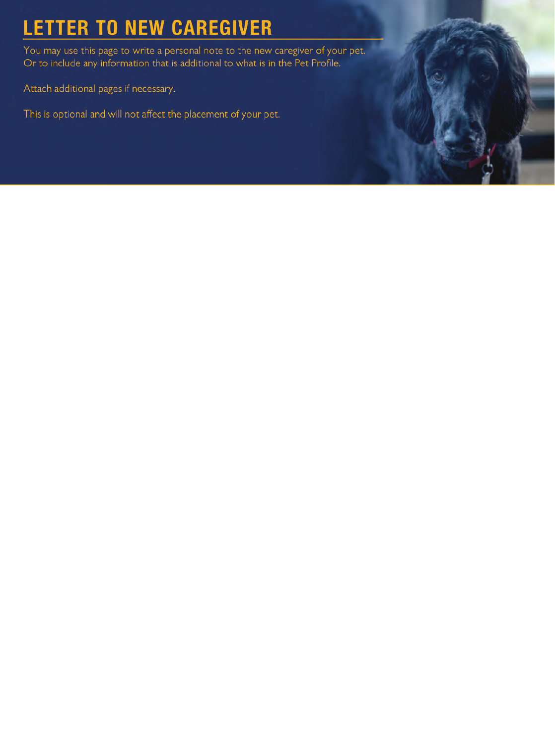# LETTER TO NEW CAREGIVER

You may use this page to write a personal note to the new caregiver of your pet.
Or to include any information that is additional to what is in the Pet Profile.

Attach additional pages if necessary.

This is optional and will not affect the placement of your pet.